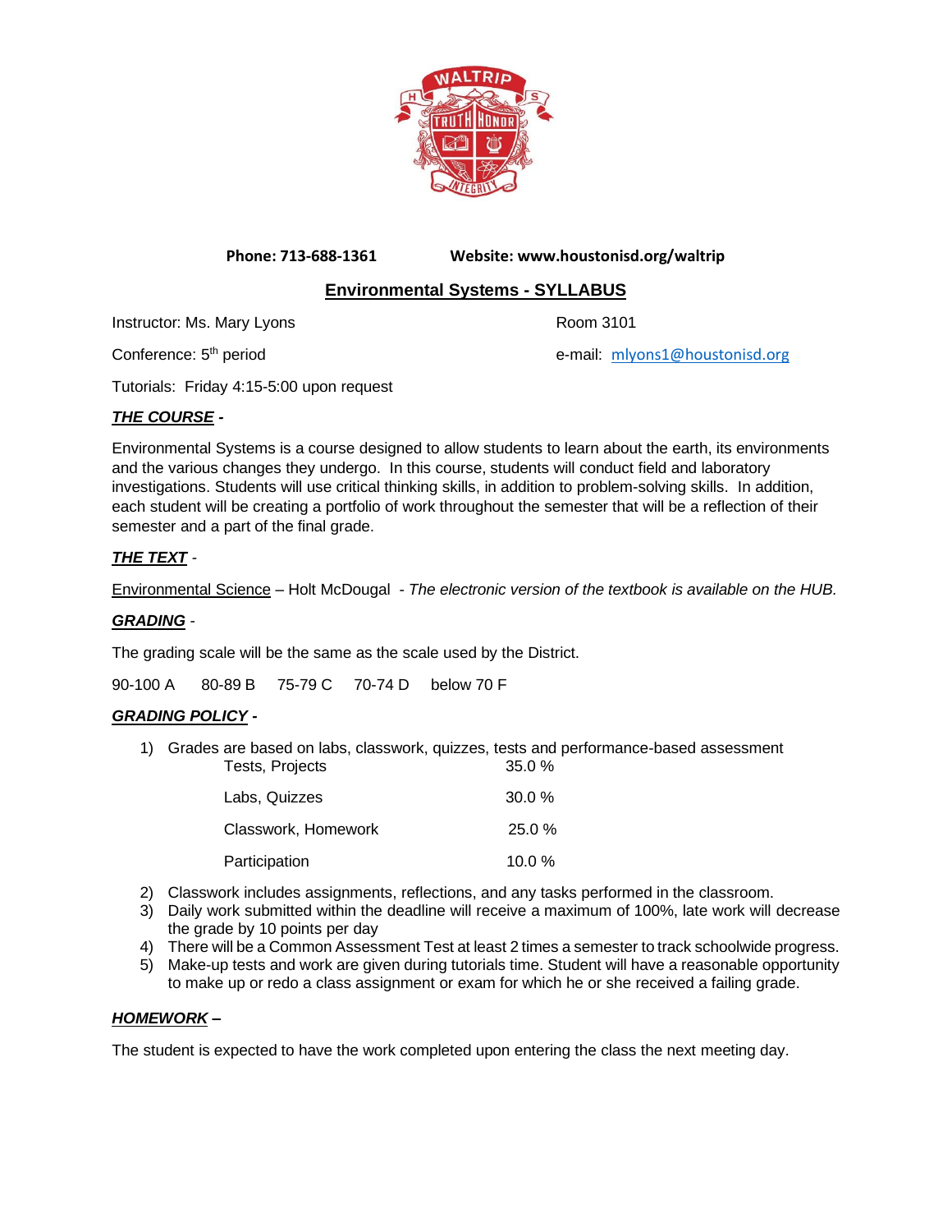**Phone: 713-688-1361** **Website: www.houstonisd.org/waltrip**

# Environmental Systems - SYLLABUS

Instructor: Ms. Mary Lyons Room 3101

Conference: 5th period e-mail: mlyons1@houstonisd.org

Tutorials: Friday 4:15-5:00 upon request

## *THE COURSE* -

Environmental Systems is a course designed to allow students to learn about the earth, its environments and the various changes they undergo. In this course, students will conduct field and laboratory investigations. Students will use critical thinking skills, in addition to problem-solving skills. In addition, each student will be creating a portfolio of work throughout the semester that will be a reflection of their semester and a part of the final grade.

## *THE TEXT* -

Environmental Science – Holt McDougal - *The electronic version of the textbook is available on the HUB.*

## *GRADING* -

The grading scale will be the same as the scale used by the District.

90-100 A 80-89 B 75-79 C 70-74 D below 70 F

## *GRADING POLICY* -

1) Grades are based on labs, classwork, quizzes, tests and performance-based assessment

| | |
|---|---|
| Tests, Projects | 35.0 % |
| Labs, Quizzes | 30.0 % |
| Classwork, Homework | 25.0 % |
| Participation | 10.0 % |

2) Classwork includes assignments, reflections, and any tasks performed in the classroom.
3) Daily work submitted within the deadline will receive a maximum of 100%, late work will decrease the grade by 10 points per day
4) There will be a Common Assessment Test at least 2 times a semester to track schoolwide progress.
5) Make-up tests and work are given during tutorials time. Student will have a reasonable opportunity to make up or redo a class assignment or exam for which he or she received a failing grade.

## *HOMEWORK* –

The student is expected to have the work completed upon entering the class the next meeting day.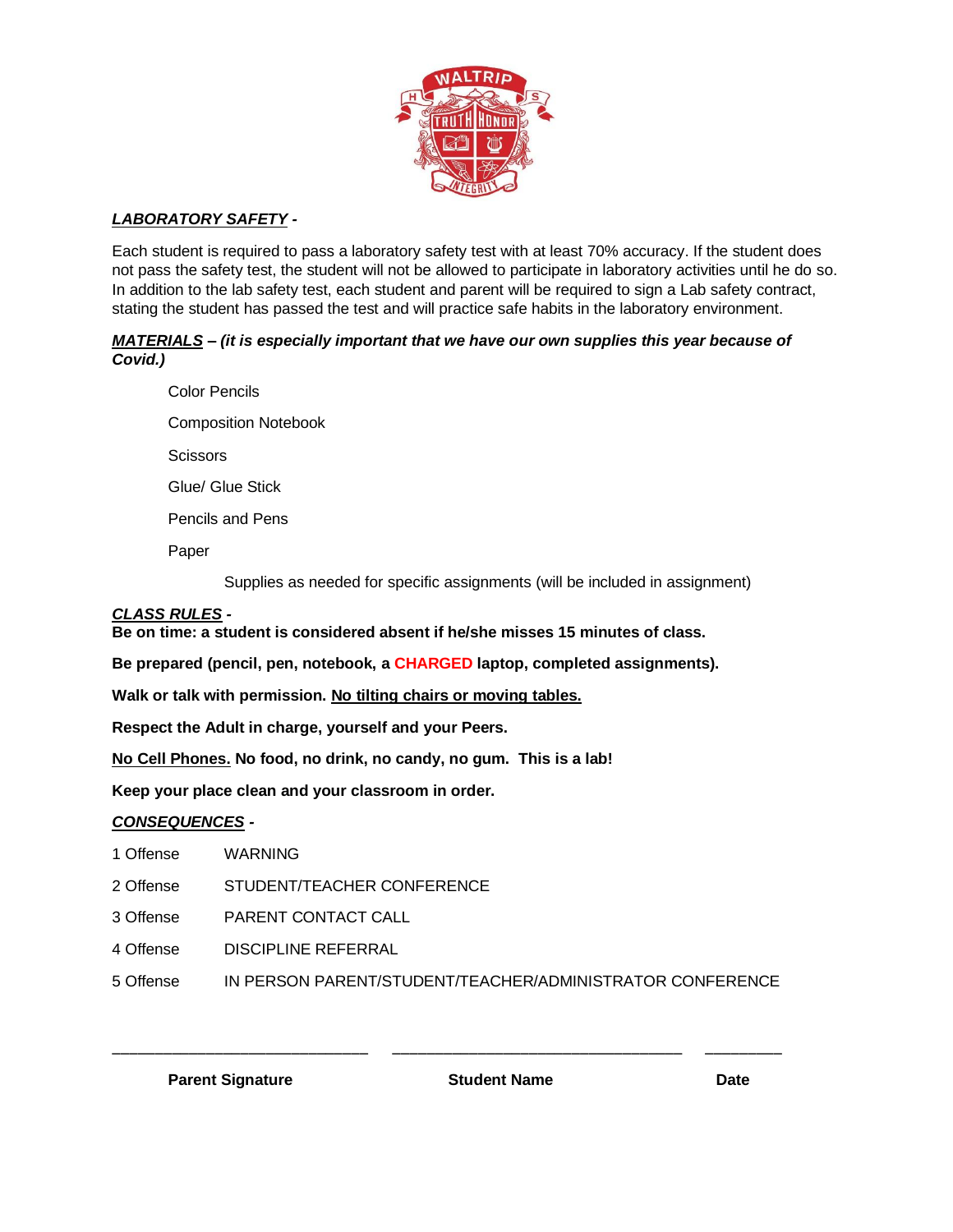***LABORATORY SAFETY* -**

Each student is required to pass a laboratory safety test with at least 70% accuracy. If the student does not pass the safety test, the student will not be allowed to participate in laboratory activities until he do so. In addition to the lab safety test, each student and parent will be required to sign a Lab safety contract, stating the student has passed the test and will practice safe habits in the laboratory environment.

***MATERIALS* – (it is especially important that we have our own supplies this year because of Covid.)**

- Color Pencils
- Composition Notebook
- Scissors
- Glue/ Glue Stick
- Pencils and Pens
- Paper
  - Supplies as needed for specific assignments (will be included in assignment)

***CLASS RULES* -**

**Be on time: a student is considered absent if he/she misses 15 minutes of class.**

**Be prepared (pencil, pen, notebook, a CHARGED laptop, completed assignments).**

**Walk or talk with permission. No tilting chairs or moving tables.**

**Respect the Adult in charge, yourself and your Peers.**

**No Cell Phones. No food, no drink, no candy, no gum. This is a lab!**

**Keep your place clean and your classroom in order.**

***CONSEQUENCES* -**

1 Offense WARNING

2 Offense STUDENT/TEACHER CONFERENCE

3 Offense PARENT CONTACT CALL

4 Offense DISCIPLINE REFERRAL

5 Offense IN PERSON PARENT/STUDENT/TEACHER/ADMINISTRATOR CONFERENCE

______________________________ ______________________________ _________

**Parent Signature** **Student Name** **Date**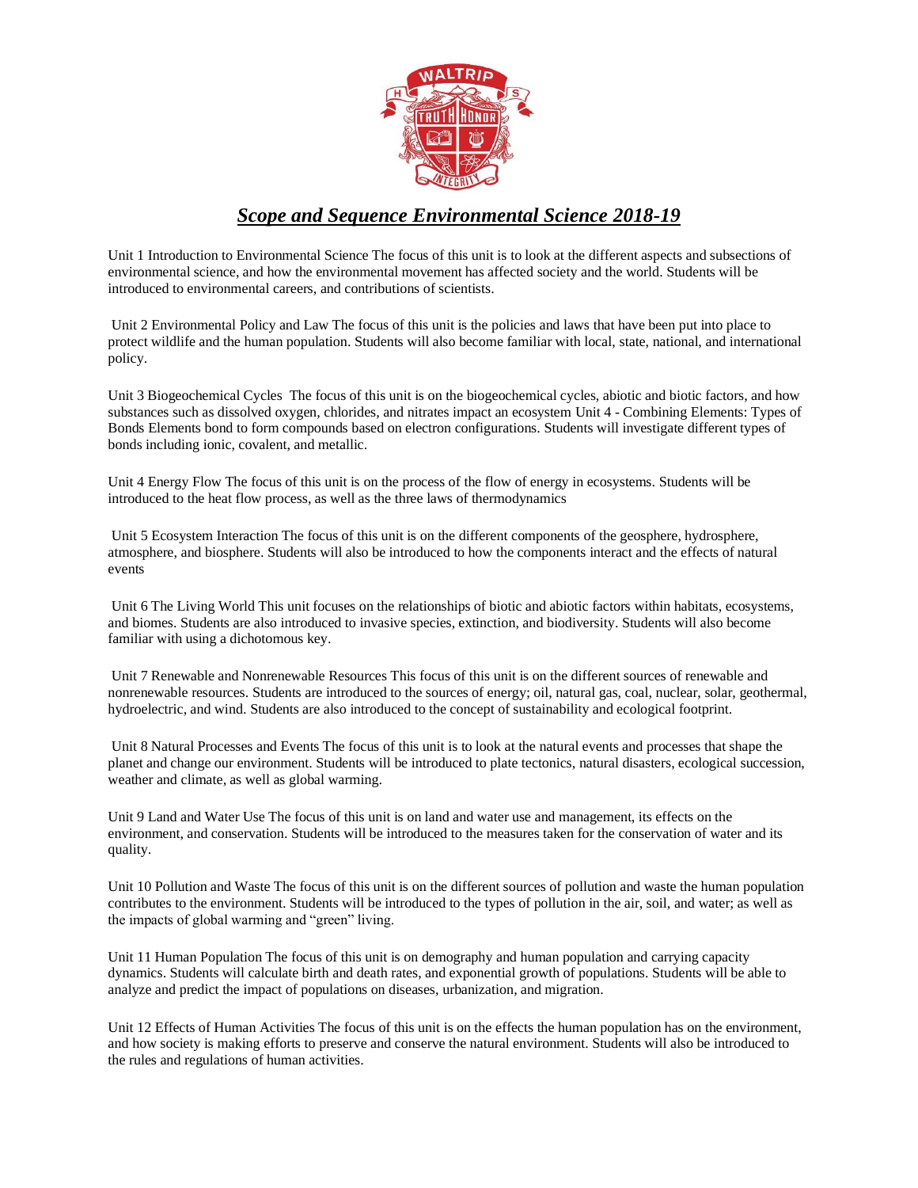## ***Scope and Sequence Environmental Science 2018-19***

Unit 1 Introduction to Environmental Science The focus of this unit is to look at the different aspects and subsections of environmental science, and how the environmental movement has affected society and the world. Students will be introduced to environmental careers, and contributions of scientists.

Unit 2 Environmental Policy and Law The focus of this unit is the policies and laws that have been put into place to protect wildlife and the human population. Students will also become familiar with local, state, national, and international policy.

Unit 3 Biogeochemical Cycles The focus of this unit is on the biogeochemical cycles, abiotic and biotic factors, and how substances such as dissolved oxygen, chlorides, and nitrates impact an ecosystem Unit 4 - Combining Elements: Types of Bonds Elements bond to form compounds based on electron configurations. Students will investigate different types of bonds including ionic, covalent, and metallic.

Unit 4 Energy Flow The focus of this unit is on the process of the flow of energy in ecosystems. Students will be introduced to the heat flow process, as well as the three laws of thermodynamics

Unit 5 Ecosystem Interaction The focus of this unit is on the different components of the geosphere, hydrosphere, atmosphere, and biosphere. Students will also be introduced to how the components interact and the effects of natural events

Unit 6 The Living World This unit focuses on the relationships of biotic and abiotic factors within habitats, ecosystems, and biomes. Students are also introduced to invasive species, extinction, and biodiversity. Students will also become familiar with using a dichotomous key.

Unit 7 Renewable and Nonrenewable Resources This focus of this unit is on the different sources of renewable and nonrenewable resources. Students are introduced to the sources of energy; oil, natural gas, coal, nuclear, solar, geothermal, hydroelectric, and wind. Students are also introduced to the concept of sustainability and ecological footprint.

Unit 8 Natural Processes and Events The focus of this unit is to look at the natural events and processes that shape the planet and change our environment. Students will be introduced to plate tectonics, natural disasters, ecological succession, weather and climate, as well as global warming.

Unit 9 Land and Water Use The focus of this unit is on land and water use and management, its effects on the environment, and conservation. Students will be introduced to the measures taken for the conservation of water and its quality.

Unit 10 Pollution and Waste The focus of this unit is on the different sources of pollution and waste the human population contributes to the environment. Students will be introduced to the types of pollution in the air, soil, and water; as well as the impacts of global warming and "green" living.

Unit 11 Human Population The focus of this unit is on demography and human population and carrying capacity dynamics. Students will calculate birth and death rates, and exponential growth of populations. Students will be able to analyze and predict the impact of populations on diseases, urbanization, and migration.

Unit 12 Effects of Human Activities The focus of this unit is on the effects the human population has on the environment, and how society is making efforts to preserve and conserve the natural environment. Students will also be introduced to the rules and regulations of human activities.